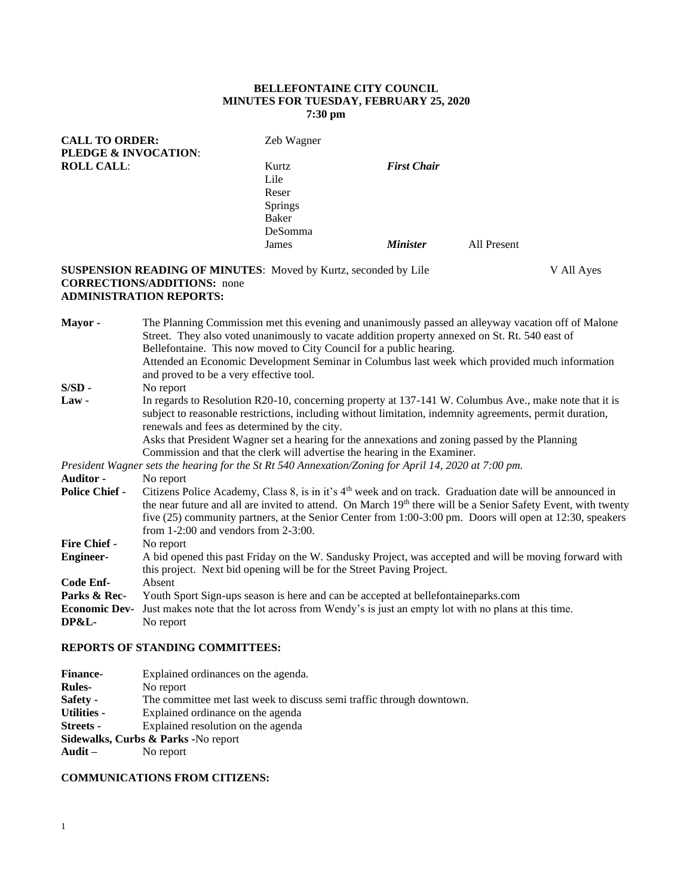**BELLEFONTAINE CITY COUNCIL**
**MINUTES FOR TUESDAY, FEBRUARY 25, 2020**
**7:30 pm**

| | | | |
|---|---|---|---|
| **CALL TO ORDER:** | Zeb Wagner | | |
| **PLEDGE & INVOCATION**: | | | |
| **ROLL CALL**: | Kurtz | ***First Chair*** | |
| | Lile | | |
| | Reser | | |
| | Springs | | |
| | Baker | | |
| | DeSomma | | |
| | James | ***Minister*** | All Present |

**SUSPENSION READING OF MINUTES**: Moved by Kurtz, seconded by Lile V All Ayes
**CORRECTIONS/ADDITIONS:** none
**ADMINISTRATION REPORTS:**

**Mayor -** The Planning Commission met this evening and unanimously passed an alleyway vacation off of Malone Street. They also voted unanimously to vacate addition property annexed on St. Rt. 540 east of Bellefontaine. This now moved to City Council for a public hearing.
Attended an Economic Development Seminar in Columbus last week which provided much information and proved to be a very effective tool.

**S/SD -** No report

**Law -** In regards to Resolution R20-10, concerning property at 137-141 W. Columbus Ave., make note that it is subject to reasonable restrictions, including without limitation, indemnity agreements, permit duration, renewals and fees as determined by the city.
Asks that President Wagner set a hearing for the annexations and zoning passed by the Planning Commission and that the clerk will advertise the hearing in the Examiner.

*President Wagner sets the hearing for the St Rt 540 Annexation/Zoning for April 14, 2020 at 7:00 pm.*

**Auditor -** No report

**Police Chief -** Citizens Police Academy, Class 8, is in it's 4th week and on track. Graduation date will be announced in the near future and all are invited to attend. On March 19th there will be a Senior Safety Event, with twenty five (25) community partners, at the Senior Center from 1:00-3:00 pm. Doors will open at 12:30, speakers from 1-2:00 and vendors from 2-3:00.

**Fire Chief -** No report

**Engineer-** A bid opened this past Friday on the W. Sandusky Project, was accepted and will be moving forward with this project. Next bid opening will be for the Street Paving Project.

**Code Enf-** Absent

**Parks & Rec-** Youth Sport Sign-ups season is here and can be accepted at bellefontaineparks.com

**Economic Dev-** Just makes note that the lot across from Wendy's is just an empty lot with no plans at this time.

**DP&L-** No report

**REPORTS OF STANDING COMMITTEES:**

**Finance-** Explained ordinances on the agenda.
**Rules-** No report
**Safety -** The committee met last week to discuss semi traffic through downtown.
**Utilities -** Explained ordinance on the agenda
**Streets -** Explained resolution on the agenda
**Sidewalks, Curbs & Parks** -No report
**Audit –** No report

**COMMUNICATIONS FROM CITIZENS:**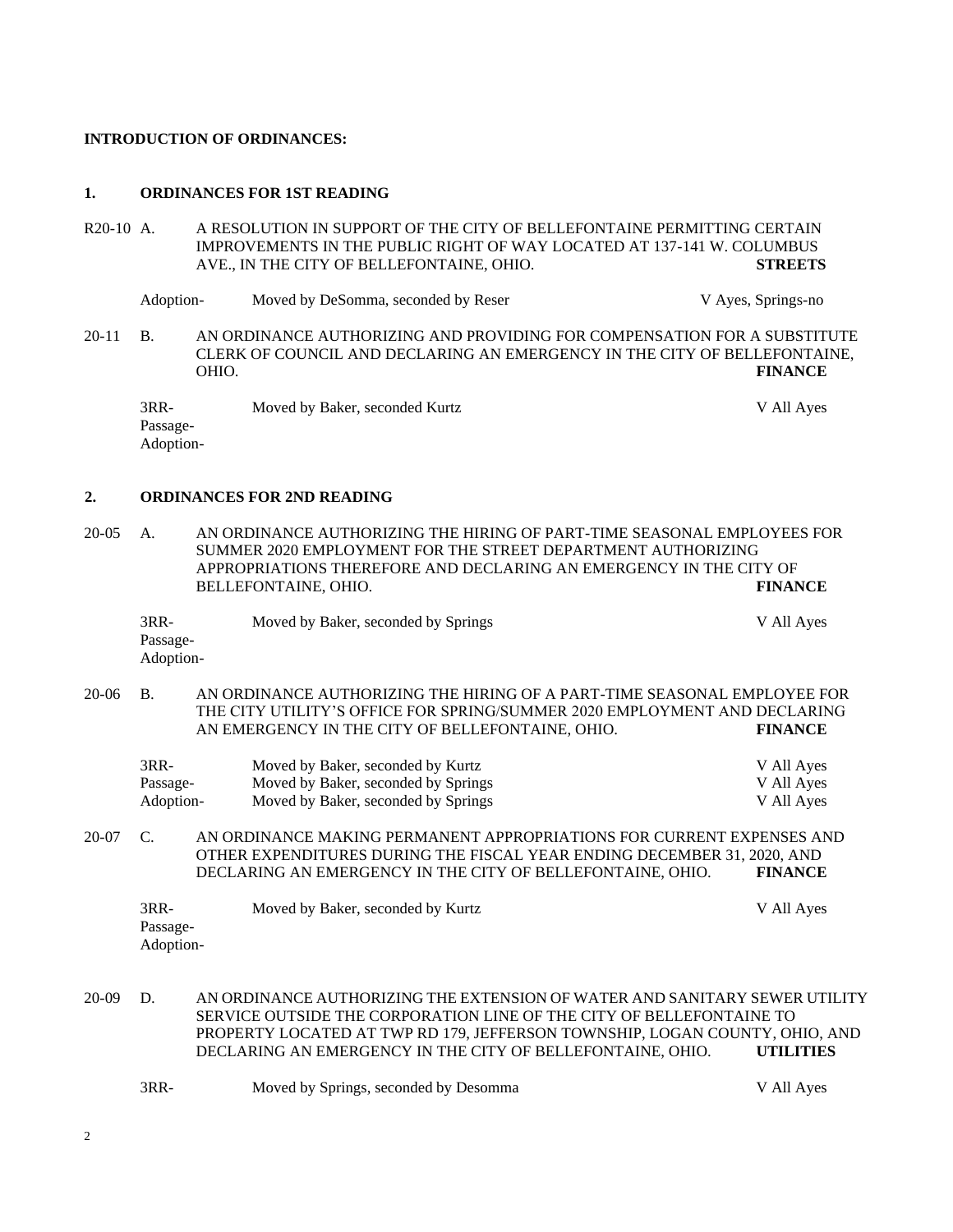**INTRODUCTION OF ORDINANCES:**

**1. ORDINANCES FOR 1ST READING**

R20-10 A. A RESOLUTION IN SUPPORT OF THE CITY OF BELLEFONTAINE PERMITTING CERTAIN IMPROVEMENTS IN THE PUBLIC RIGHT OF WAY LOCATED AT 137-141 W. COLUMBUS AVE., IN THE CITY OF BELLEFONTAINE, OHIO. **STREETS**

| | | |
|---|---|---|
| Adoption- | Moved by DeSomma, seconded by Reser | V Ayes, Springs-no |

20-11 B. AN ORDINANCE AUTHORIZING AND PROVIDING FOR COMPENSATION FOR A SUBSTITUTE CLERK OF COUNCIL AND DECLARING AN EMERGENCY IN THE CITY OF BELLEFONTAINE, OHIO. **FINANCE**

| | | |
|---|---|---|
| 3RR- | Moved by Baker, seconded Kurtz | V All Ayes |
| Passage- | | |
| Adoption- | | |

**2. ORDINANCES FOR 2ND READING**

20-05 A. AN ORDINANCE AUTHORIZING THE HIRING OF PART-TIME SEASONAL EMPLOYEES FOR SUMMER 2020 EMPLOYMENT FOR THE STREET DEPARTMENT AUTHORIZING APPROPRIATIONS THEREFORE AND DECLARING AN EMERGENCY IN THE CITY OF BELLEFONTAINE, OHIO. **FINANCE**

| | | |
|---|---|---|
| 3RR- | Moved by Baker, seconded by Springs | V All Ayes |
| Passage- | | |
| Adoption- | | |

20-06 B. AN ORDINANCE AUTHORIZING THE HIRING OF A PART-TIME SEASONAL EMPLOYEE FOR THE CITY UTILITY'S OFFICE FOR SPRING/SUMMER 2020 EMPLOYMENT AND DECLARING AN EMERGENCY IN THE CITY OF BELLEFONTAINE, OHIO. **FINANCE**

| | | |
|---|---|---|
| 3RR- | Moved by Baker, seconded by Kurtz | V All Ayes |
| Passage- | Moved by Baker, seconded by Springs | V All Ayes |
| Adoption- | Moved by Baker, seconded by Springs | V All Ayes |

20-07 C. AN ORDINANCE MAKING PERMANENT APPROPRIATIONS FOR CURRENT EXPENSES AND OTHER EXPENDITURES DURING THE FISCAL YEAR ENDING DECEMBER 31, 2020, AND DECLARING AN EMERGENCY IN THE CITY OF BELLEFONTAINE, OHIO. **FINANCE**

| | | |
|---|---|---|
| 3RR- | Moved by Baker, seconded by Kurtz | V All Ayes |
| Passage- | | |
| Adoption- | | |

20-09 D. AN ORDINANCE AUTHORIZING THE EXTENSION OF WATER AND SANITARY SEWER UTILITY SERVICE OUTSIDE THE CORPORATION LINE OF THE CITY OF BELLEFONTAINE TO PROPERTY LOCATED AT TWP RD 179, JEFFERSON TOWNSHIP, LOGAN COUNTY, OHIO, AND DECLARING AN EMERGENCY IN THE CITY OF BELLEFONTAINE, OHIO. **UTILITIES**

| | | |
|---|---|---|
| 3RR- | Moved by Springs, seconded by Desomma | V All Ayes |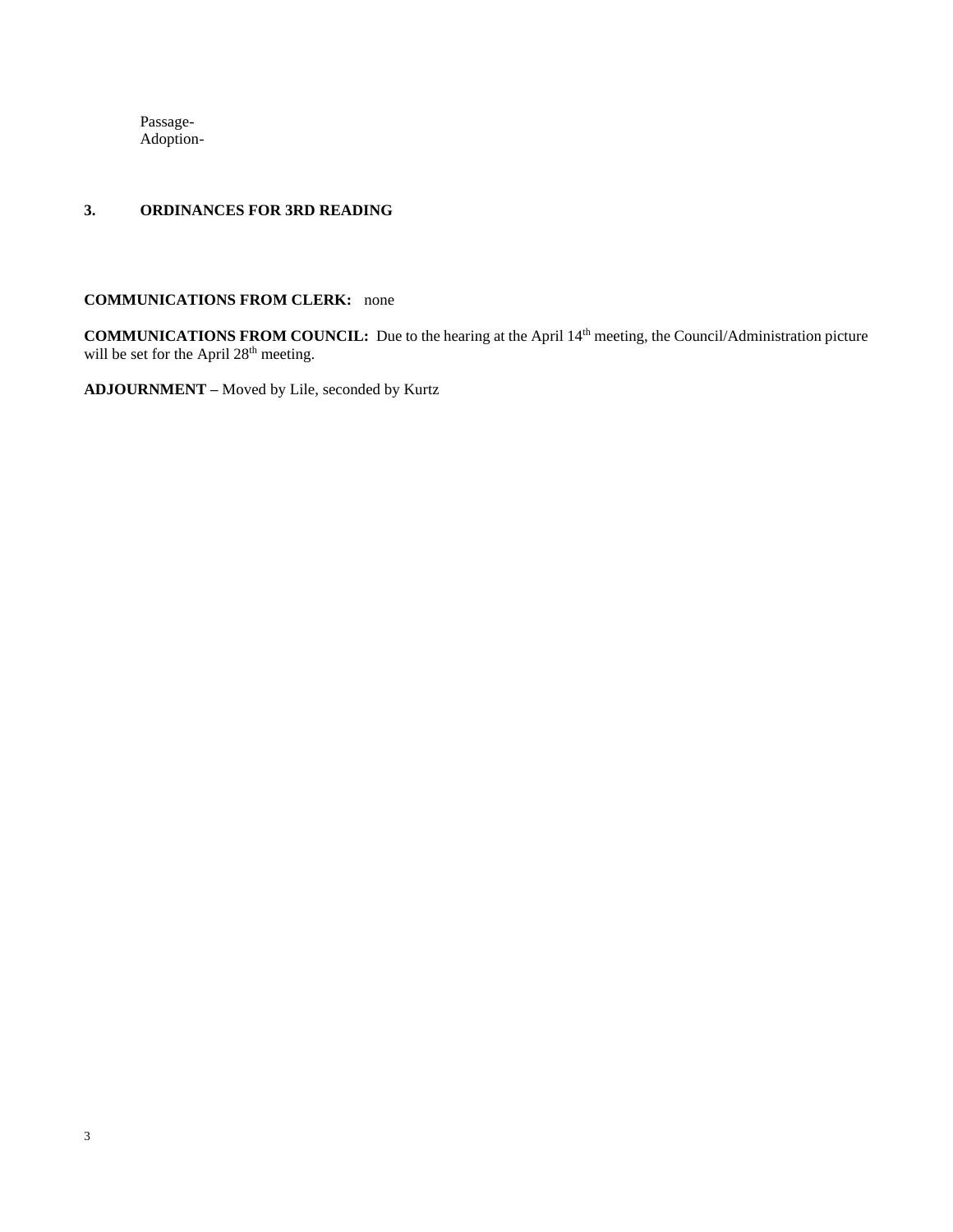Passage-
Adoption-

**3. ORDINANCES FOR 3RD READING**

**COMMUNICATIONS FROM CLERK:** none

**COMMUNICATIONS FROM COUNCIL:** Due to the hearing at the April 14th meeting, the Council/Administration picture will be set for the April 28th meeting.

**ADJOURNMENT –** Moved by Lile, seconded by Kurtz